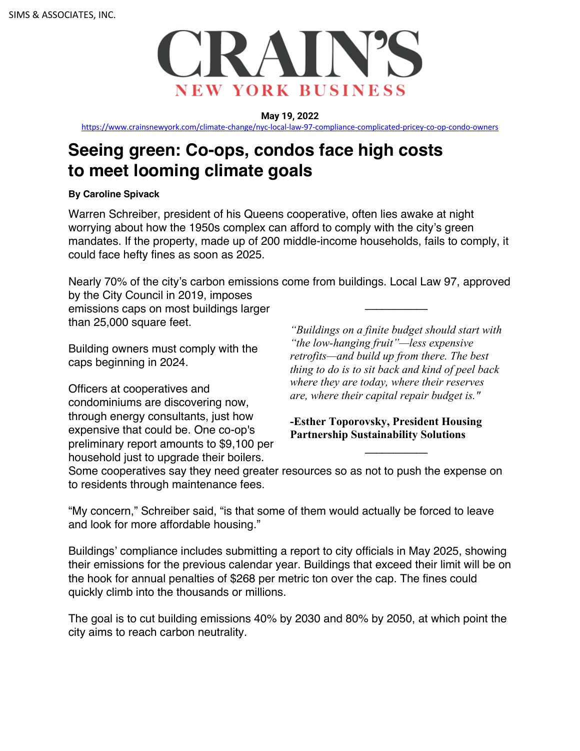SIMS & ASSOCIATES, INC.

# CRAIN'S NEW YORK BUSINESS

**May 19, 2022**

https://www.crainsnewyork.com/climate-change/nyc-local-law-97-compliance-complicated-pricey-co-op-condo-owners

## Seeing green: Co-ops, condos face high costs to meet looming climate goals

**By Caroline Spivack**

Warren Schreiber, president of his Queens cooperative, often lies awake at night worrying about how the 1950s complex can afford to comply with the city's green mandates. If the property, made up of 200 middle-income households, fails to comply, it could face hefty fines as soon as 2025.

Nearly 70% of the city's carbon emissions come from buildings. Local Law 97, approved by the City Council in 2019, imposes emissions caps on most buildings larger than 25,000 square feet.

Building owners must comply with the caps beginning in 2024.

Officers at cooperatives and condominiums are discovering now, through energy consultants, just how expensive that could be. One co-op's preliminary report amounts to $9,100 per household just to upgrade their boilers. Some cooperatives say they need greater resources so as not to push the expense on to residents through maintenance fees.

> *"Buildings on a finite budget should start with "the low-hanging fruit"—less expensive retrofits—and build up from there. The best thing to do is to sit back and kind of peel back where they are today, where their reserves are, where their capital repair budget is."*
>
> **-Esther Toporovsky, President Housing Partnership Sustainability Solutions**

"My concern," Schreiber said, "is that some of them would actually be forced to leave and look for more affordable housing."

Buildings' compliance includes submitting a report to city officials in May 2025, showing their emissions for the previous calendar year. Buildings that exceed their limit will be on the hook for annual penalties of $268 per metric ton over the cap. The fines could quickly climb into the thousands or millions.

The goal is to cut building emissions 40% by 2030 and 80% by 2050, at which point the city aims to reach carbon neutrality.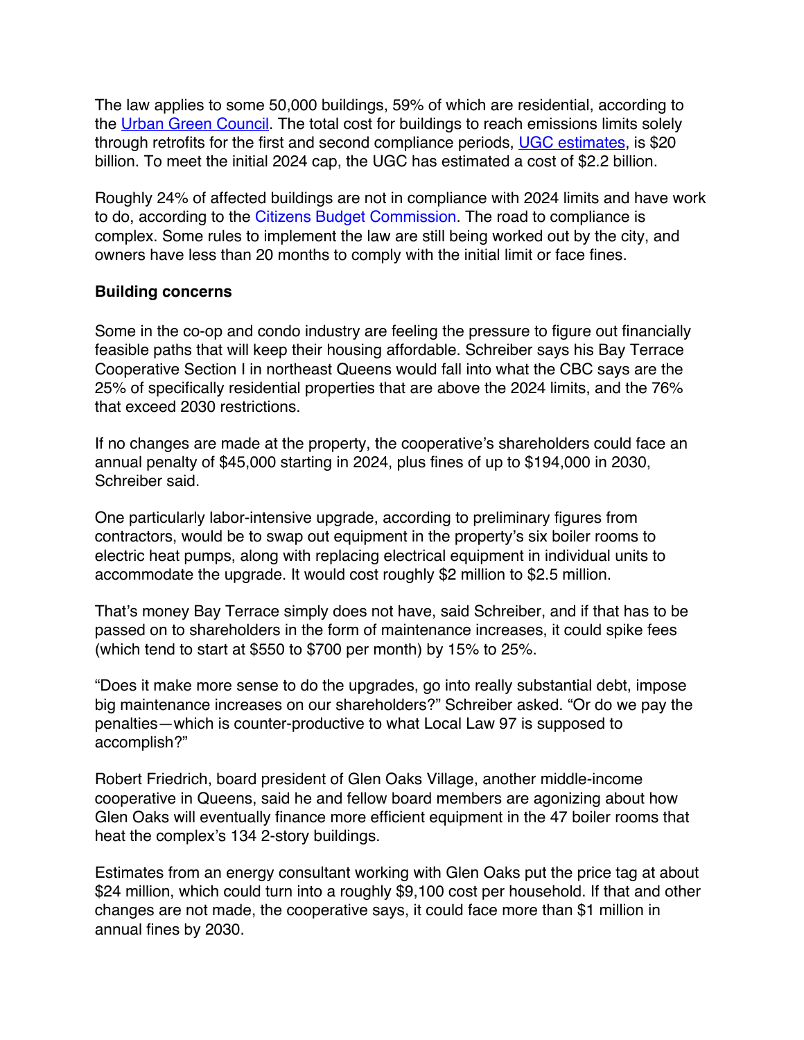The law applies to some 50,000 buildings, 59% of which are residential, according to the [Urban Green Council](). The total cost for buildings to reach emissions limits solely through retrofits for the first and second compliance periods, [UGC estimates](), is $20 billion. To meet the initial 2024 cap, the UGC has estimated a cost of $2.2 billion.

Roughly 24% of affected buildings are not in compliance with 2024 limits and have work to do, according to the Citizens Budget Commission. The road to compliance is complex. Some rules to implement the law are still being worked out by the city, and owners have less than 20 months to comply with the initial limit or face fines.

**Building concerns**

Some in the co-op and condo industry are feeling the pressure to figure out financially feasible paths that will keep their housing affordable. Schreiber says his Bay Terrace Cooperative Section I in northeast Queens would fall into what the CBC says are the 25% of specifically residential properties that are above the 2024 limits, and the 76% that exceed 2030 restrictions.

If no changes are made at the property, the cooperative's shareholders could face an annual penalty of $45,000 starting in 2024, plus fines of up to $194,000 in 2030, Schreiber said.

One particularly labor-intensive upgrade, according to preliminary figures from contractors, would be to swap out equipment in the property's six boiler rooms to electric heat pumps, along with replacing electrical equipment in individual units to accommodate the upgrade. It would cost roughly $2 million to $2.5 million.

That's money Bay Terrace simply does not have, said Schreiber, and if that has to be passed on to shareholders in the form of maintenance increases, it could spike fees (which tend to start at $550 to $700 per month) by 15% to 25%.

"Does it make more sense to do the upgrades, go into really substantial debt, impose big maintenance increases on our shareholders?" Schreiber asked. "Or do we pay the penalties—which is counter-productive to what Local Law 97 is supposed to accomplish?"

Robert Friedrich, board president of Glen Oaks Village, another middle-income cooperative in Queens, said he and fellow board members are agonizing about how Glen Oaks will eventually finance more efficient equipment in the 47 boiler rooms that heat the complex's 134 2-story buildings.

Estimates from an energy consultant working with Glen Oaks put the price tag at about $24 million, which could turn into a roughly $9,100 cost per household. If that and other changes are not made, the cooperative says, it could face more than $1 million in annual fines by 2030.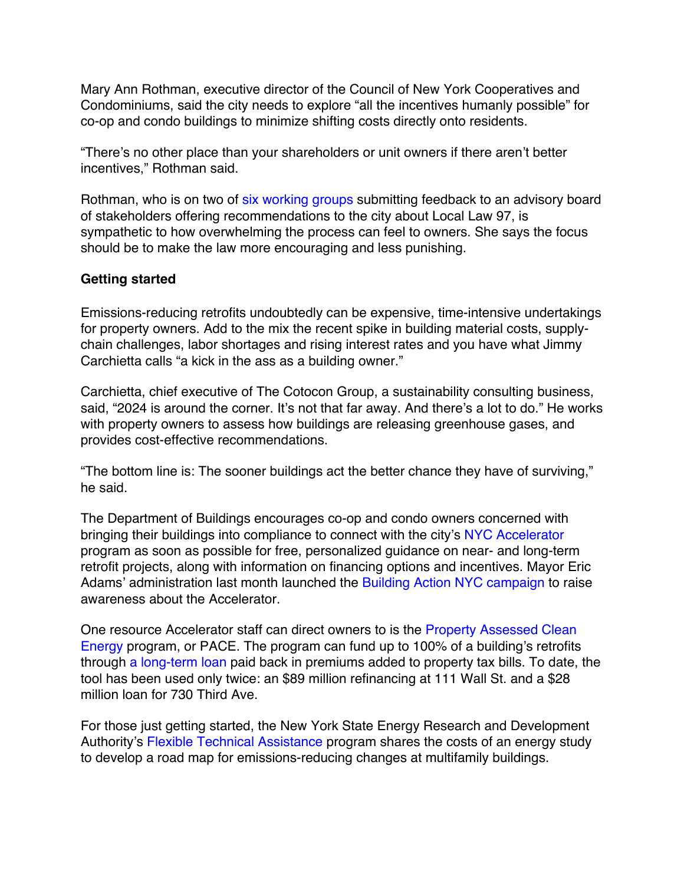Mary Ann Rothman, executive director of the Council of New York Cooperatives and Condominiums, said the city needs to explore “all the incentives humanly possible” for co-op and condo buildings to minimize shifting costs directly onto residents.

“There’s no other place than your shareholders or unit owners if there aren’t better incentives,” Rothman said.

Rothman, who is on two of six working groups submitting feedback to an advisory board of stakeholders offering recommendations to the city about Local Law 97, is sympathetic to how overwhelming the process can feel to owners. She says the focus should be to make the law more encouraging and less punishing.

**Getting started**

Emissions-reducing retrofits undoubtedly can be expensive, time-intensive undertakings for property owners. Add to the mix the recent spike in building material costs, supply-chain challenges, labor shortages and rising interest rates and you have what Jimmy Carchietta calls “a kick in the ass as a building owner.”

Carchietta, chief executive of The Cotocon Group, a sustainability consulting business, said, “2024 is around the corner. It’s not that far away. And there’s a lot to do.” He works with property owners to assess how buildings are releasing greenhouse gases, and provides cost-effective recommendations.

“The bottom line is: The sooner buildings act the better chance they have of surviving,” he said.

The Department of Buildings encourages co-op and condo owners concerned with bringing their buildings into compliance to connect with the city’s NYC Accelerator program as soon as possible for free, personalized guidance on near- and long-term retrofit projects, along with information on financing options and incentives. Mayor Eric Adams’ administration last month launched the Building Action NYC campaign to raise awareness about the Accelerator.

One resource Accelerator staff can direct owners to is the Property Assessed Clean Energy program, or PACE. The program can fund up to 100% of a building’s retrofits through a long-term loan paid back in premiums added to property tax bills. To date, the tool has been used only twice: an $89 million refinancing at 111 Wall St. and a $28 million loan for 730 Third Ave.

For those just getting started, the New York State Energy Research and Development Authority’s Flexible Technical Assistance program shares the costs of an energy study to develop a road map for emissions-reducing changes at multifamily buildings.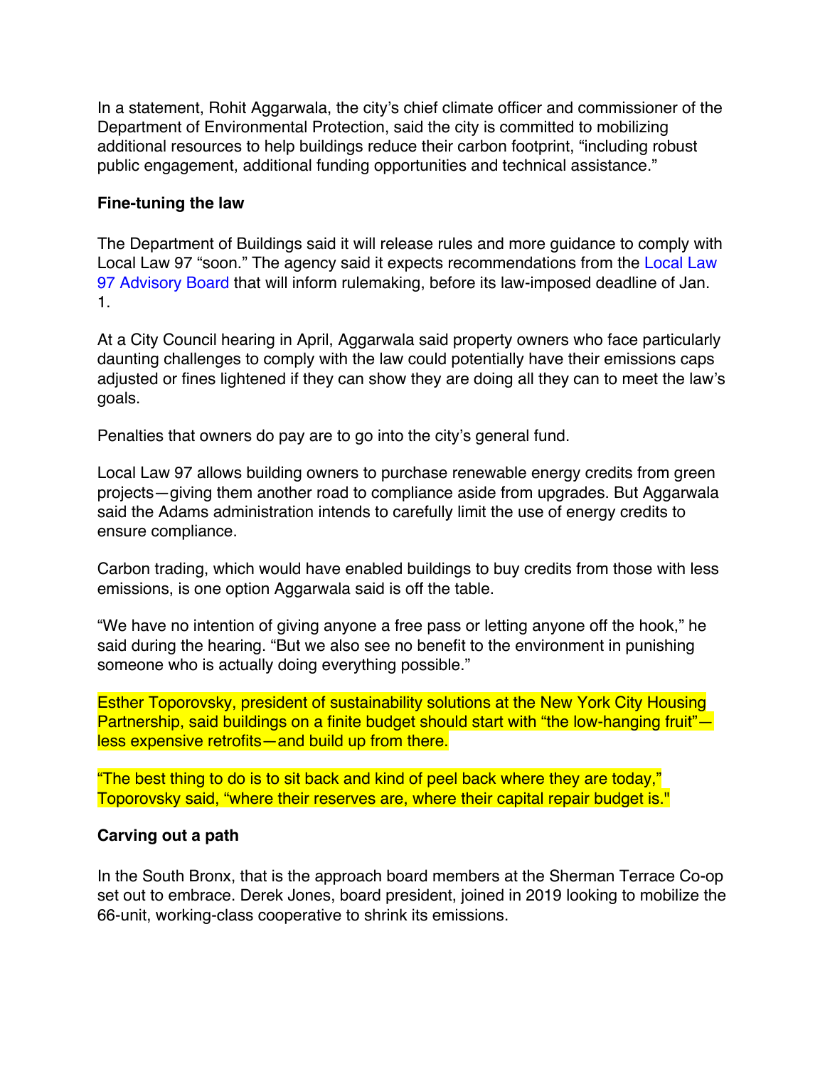In a statement, Rohit Aggarwala, the city's chief climate officer and commissioner of the Department of Environmental Protection, said the city is committed to mobilizing additional resources to help buildings reduce their carbon footprint, "including robust public engagement, additional funding opportunities and technical assistance."

**Fine-tuning the law**

The Department of Buildings said it will release rules and more guidance to comply with Local Law 97 "soon." The agency said it expects recommendations from the Local Law 97 Advisory Board that will inform rulemaking, before its law-imposed deadline of Jan. 1.

At a City Council hearing in April, Aggarwala said property owners who face particularly daunting challenges to comply with the law could potentially have their emissions caps adjusted or fines lightened if they can show they are doing all they can to meet the law's goals.

Penalties that owners do pay are to go into the city's general fund.

Local Law 97 allows building owners to purchase renewable energy credits from green projects—giving them another road to compliance aside from upgrades. But Aggarwala said the Adams administration intends to carefully limit the use of energy credits to ensure compliance.

Carbon trading, which would have enabled buildings to buy credits from those with less emissions, is one option Aggarwala said is off the table.

"We have no intention of giving anyone a free pass or letting anyone off the hook," he said during the hearing. "But we also see no benefit to the environment in punishing someone who is actually doing everything possible."

Esther Toporovsky, president of sustainability solutions at the New York City Housing Partnership, said buildings on a finite budget should start with "the low-hanging fruit"—less expensive retrofits—and build up from there.

"The best thing to do is to sit back and kind of peel back where they are today," Toporovsky said, "where their reserves are, where their capital repair budget is."

**Carving out a path**

In the South Bronx, that is the approach board members at the Sherman Terrace Co-op set out to embrace. Derek Jones, board president, joined in 2019 looking to mobilize the 66-unit, working-class cooperative to shrink its emissions.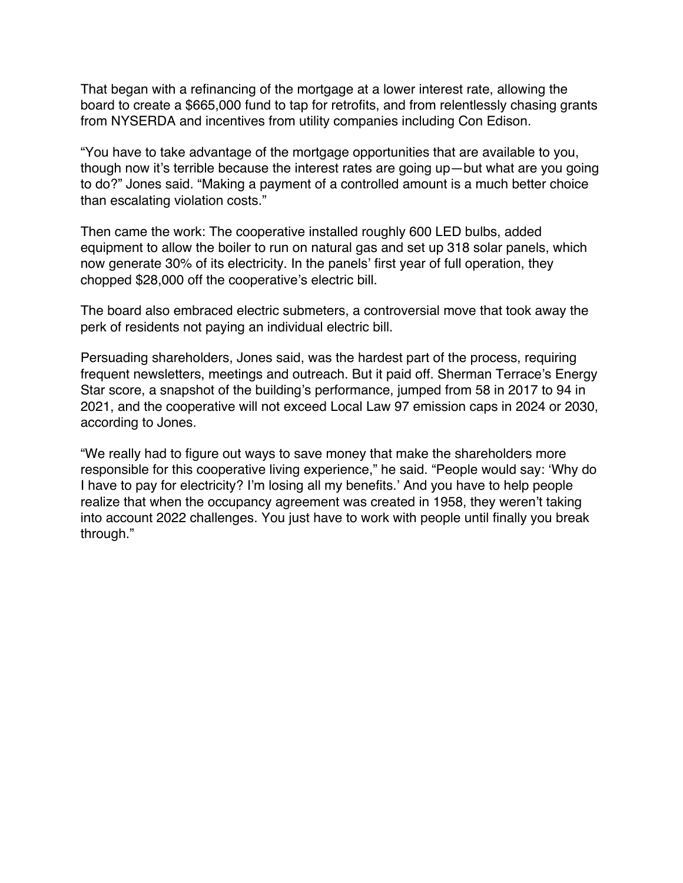That began with a refinancing of the mortgage at a lower interest rate, allowing the board to create a $665,000 fund to tap for retrofits, and from relentlessly chasing grants from NYSERDA and incentives from utility companies including Con Edison.

"You have to take advantage of the mortgage opportunities that are available to you, though now it's terrible because the interest rates are going up—but what are you going to do?" Jones said. "Making a payment of a controlled amount is a much better choice than escalating violation costs."

Then came the work: The cooperative installed roughly 600 LED bulbs, added equipment to allow the boiler to run on natural gas and set up 318 solar panels, which now generate 30% of its electricity. In the panels' first year of full operation, they chopped $28,000 off the cooperative's electric bill.

The board also embraced electric submeters, a controversial move that took away the perk of residents not paying an individual electric bill.

Persuading shareholders, Jones said, was the hardest part of the process, requiring frequent newsletters, meetings and outreach. But it paid off. Sherman Terrace's Energy Star score, a snapshot of the building's performance, jumped from 58 in 2017 to 94 in 2021, and the cooperative will not exceed Local Law 97 emission caps in 2024 or 2030, according to Jones.

"We really had to figure out ways to save money that make the shareholders more responsible for this cooperative living experience," he said. "People would say: 'Why do I have to pay for electricity? I'm losing all my benefits.' And you have to help people realize that when the occupancy agreement was created in 1958, they weren't taking into account 2022 challenges. You just have to work with people until finally you break through."